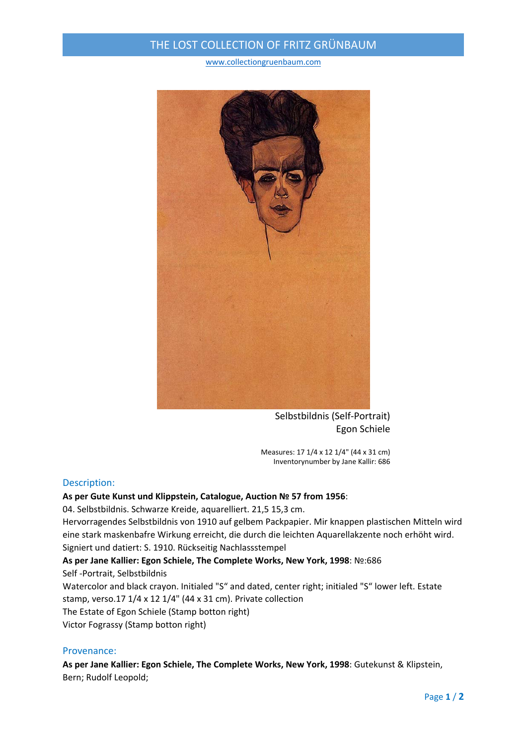# THE LOST COLLECTION OF FRITZ GRÜNBAUM

www.collectiongruenbaum.com

Selbstbildnis (Self-Portrait)
Egon Schiele

Measures: 17 1/4 x 12 1/4" (44 x 31 cm)
Inventorynumber by Jane Kallir: 686

## Description:

**As per Gute Kunst und Klippstein, Catalogue, Auction № 57 from 1956**:
04. Selbstbildnis. Schwarze Kreide, aquarelliert. 21,5 15,3 cm.
Hervorragendes Selbstbildnis von 1910 auf gelbem Packpapier. Mir knappen plastischen Mitteln wird eine stark maskenbafre Wirkung erreicht, die durch die leichten Aquarellakzente noch erhöht wird. Signiert und datiert: S. 1910. Rückseitig Nachlassstempel
**As per Jane Kallier: Egon Schiele, The Complete Works, New York, 1998**: №:686
Self -Portrait, Selbstbildnis
Watercolor and black crayon. Initialed "S“ and dated, center right; initialed "S“ lower left. Estate stamp, verso.17 1/4 x 12 1/4" (44 x 31 cm). Private collection
The Estate of Egon Schiele (Stamp botton right)
Victor Fograssy (Stamp botton right)

## Provenance:

**As per Jane Kallier: Egon Schiele, The Complete Works, New York, 1998**: Gutekunst & Klipstein, Bern; Rudolf Leopold;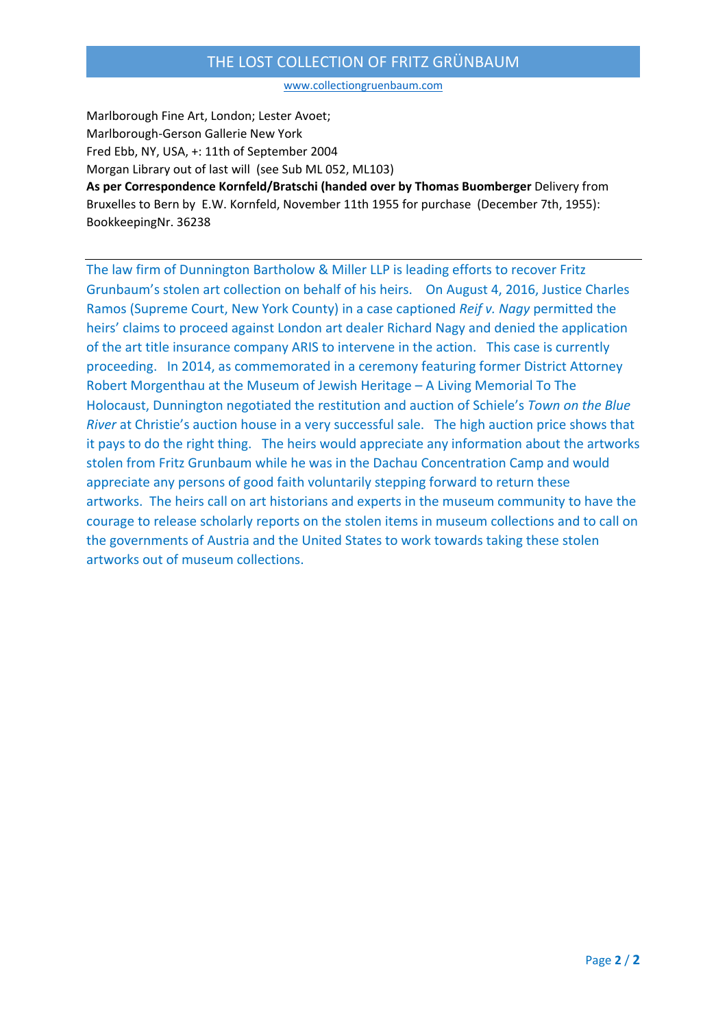Marlborough Fine Art, London; Lester Avoet;
Marlborough-Gerson Gallerie New York
Fred Ebb, NY, USA, +: 11th of September 2004
Morgan Library out of last will (see Sub ML 052, ML103)
**As per Correspondence Kornfeld/Bratschi (handed over by Thomas Buomberger** Delivery from Bruxelles to Bern by E.W. Kornfeld, November 11th 1955 for purchase (December 7th, 1955): BookkeepingNr. 36238

---

The law firm of Dunnington Bartholow & Miller LLP is leading efforts to recover Fritz Grunbaum's stolen art collection on behalf of his heirs. On August 4, 2016, Justice Charles Ramos (Supreme Court, New York County) in a case captioned *Reif v. Nagy* permitted the heirs' claims to proceed against London art dealer Richard Nagy and denied the application of the art title insurance company ARIS to intervene in the action. This case is currently proceeding. In 2014, as commemorated in a ceremony featuring former District Attorney Robert Morgenthau at the Museum of Jewish Heritage – A Living Memorial To The Holocaust, Dunnington negotiated the restitution and auction of Schiele's *Town on the Blue River* at Christie's auction house in a very successful sale. The high auction price shows that it pays to do the right thing. The heirs would appreciate any information about the artworks stolen from Fritz Grunbaum while he was in the Dachau Concentration Camp and would appreciate any persons of good faith voluntarily stepping forward to return these artworks. The heirs call on art historians and experts in the museum community to have the courage to release scholarly reports on the stolen items in museum collections and to call on the governments of Austria and the United States to work towards taking these stolen artworks out of museum collections.